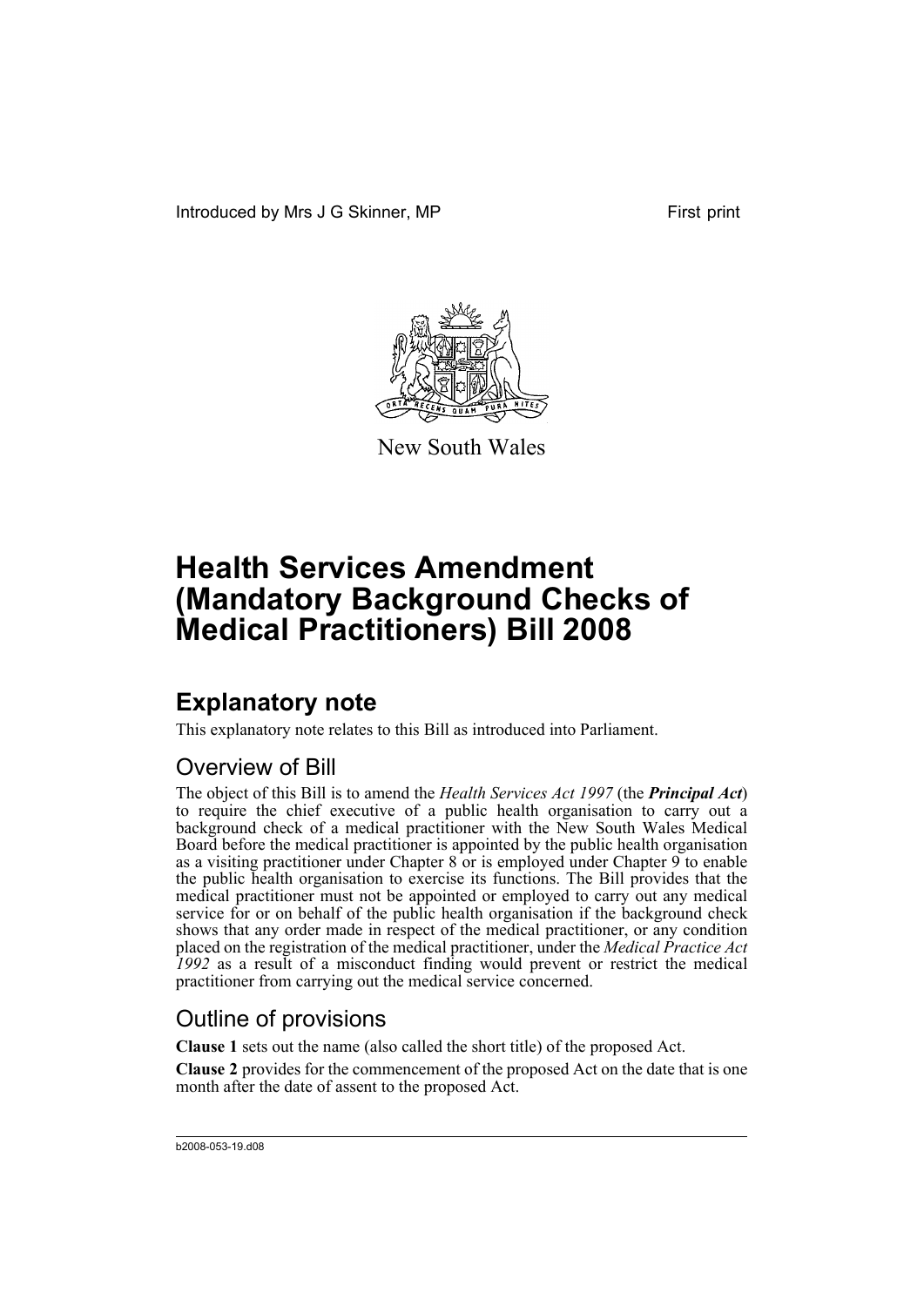Introduced by Mrs J G Skinner, MP First print

New South Wales

# Health Services Amendment (Mandatory Background Checks of Medical Practitioners) Bill 2008

## Explanatory note

This explanatory note relates to this Bill as introduced into Parliament.

### Overview of Bill

The object of this Bill is to amend the *Health Services Act 1997* (the ***Principal Act***) to require the chief executive of a public health organisation to carry out a background check of a medical practitioner with the New South Wales Medical Board before the medical practitioner is appointed by the public health organisation as a visiting practitioner under Chapter 8 or is employed under Chapter 9 to enable the public health organisation to exercise its functions. The Bill provides that the medical practitioner must not be appointed or employed to carry out any medical service for or on behalf of the public health organisation if the background check shows that any order made in respect of the medical practitioner, or any condition placed on the registration of the medical practitioner, under the *Medical Practice Act 1992* as a result of a misconduct finding would prevent or restrict the medical practitioner from carrying out the medical service concerned.

### Outline of provisions

**Clause 1** sets out the name (also called the short title) of the proposed Act.

**Clause 2** provides for the commencement of the proposed Act on the date that is one month after the date of assent to the proposed Act.

b2008-053-19.d08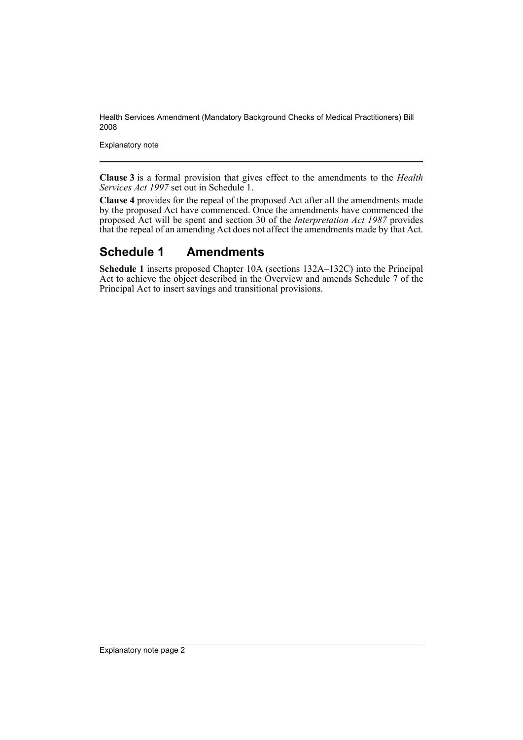**Clause 3** is a formal provision that gives effect to the amendments to the *Health Services Act 1997* set out in Schedule 1.

**Clause 4** provides for the repeal of the proposed Act after all the amendments made by the proposed Act have commenced. Once the amendments have commenced the proposed Act will be spent and section 30 of the *Interpretation Act 1987* provides that the repeal of an amending Act does not affect the amendments made by that Act.

## Schedule 1 Amendments

**Schedule 1** inserts proposed Chapter 10A (sections 132A–132C) into the Principal Act to achieve the object described in the Overview and amends Schedule 7 of the Principal Act to insert savings and transitional provisions.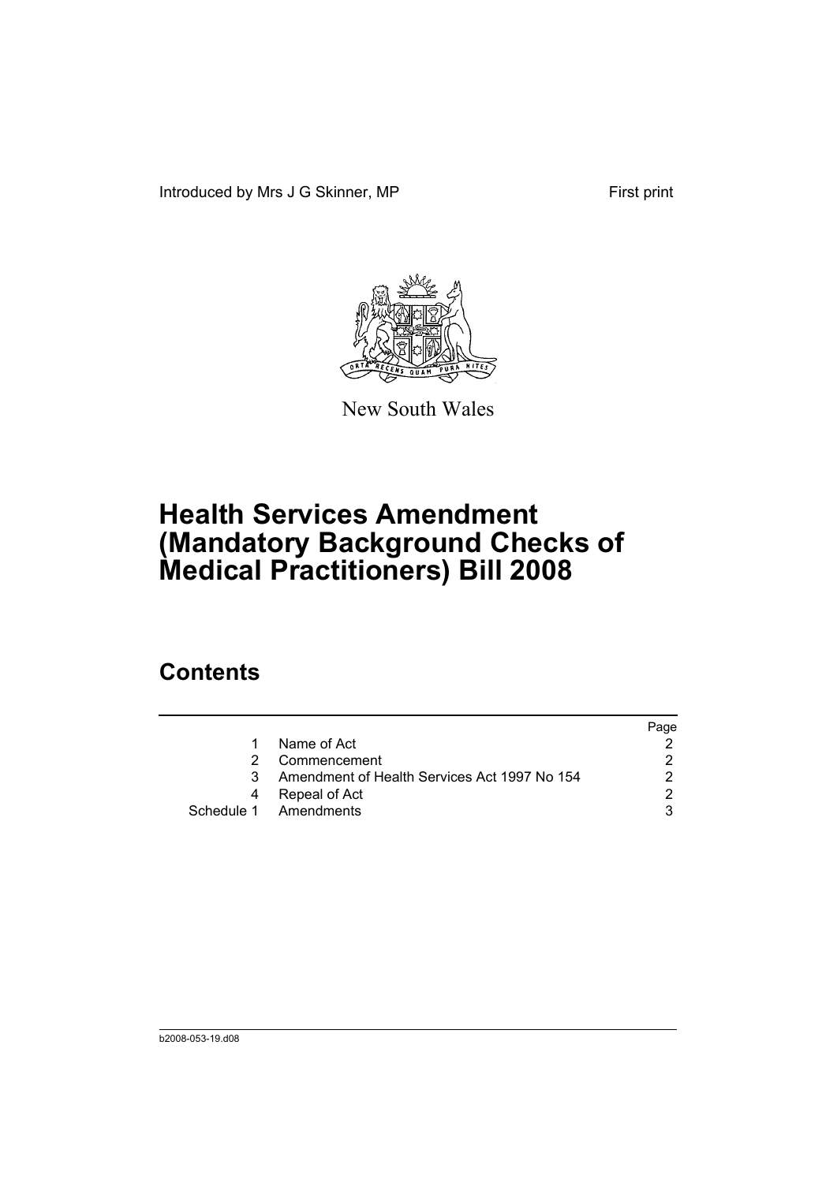Introduced by Mrs J G Skinner, MP First print

New South Wales

# Health Services Amendment (Mandatory Background Checks of Medical Practitioners) Bill 2008

## Contents

| | | Page |
|---|---|---|
| 1 | Name of Act | 2 |
| 2 | Commencement | 2 |
| 3 | Amendment of Health Services Act 1997 No 154 | 2 |
| 4 | Repeal of Act | 2 |
| Schedule 1 | Amendments | 3 |

b2008-053-19.d08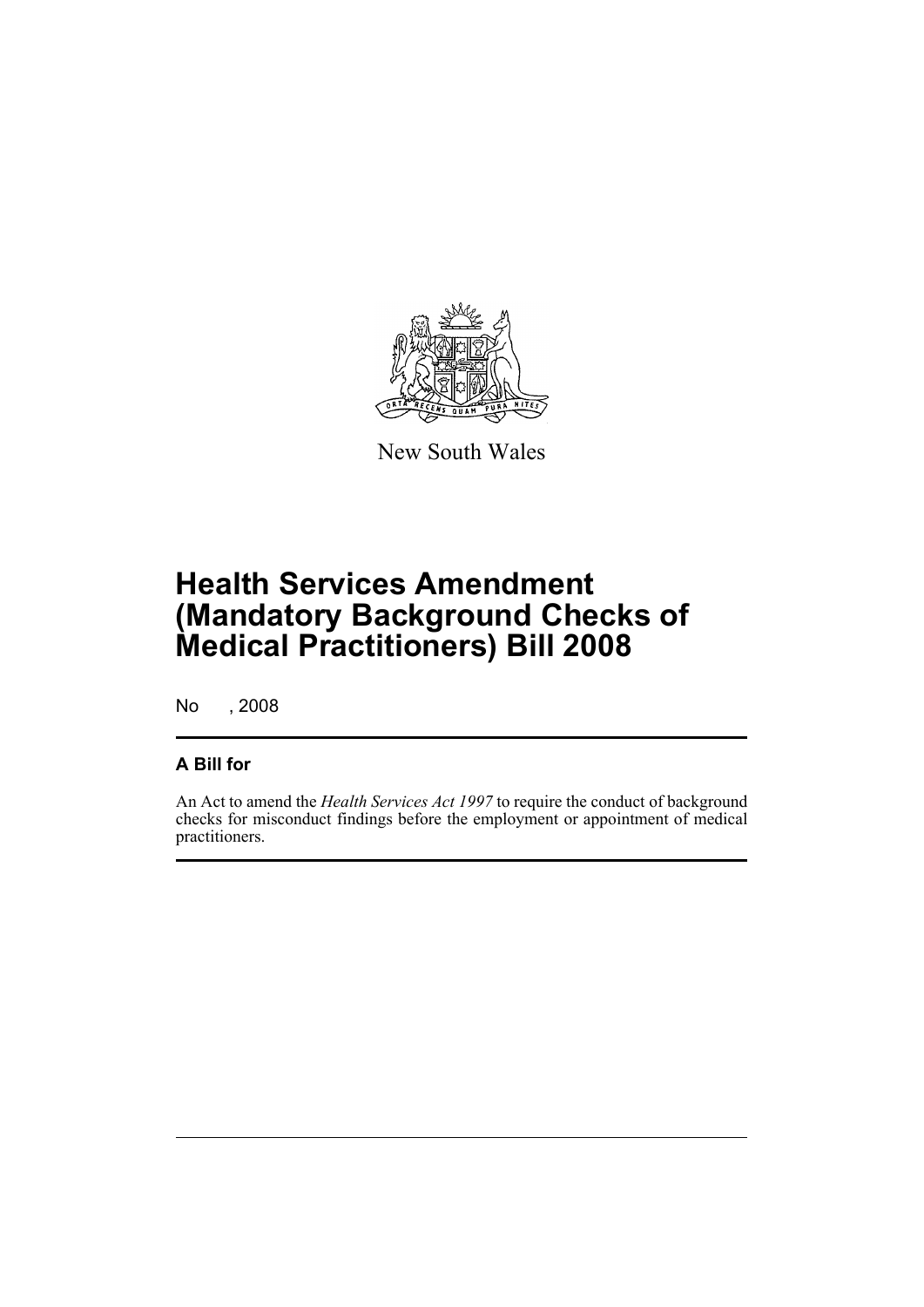New South Wales

# Health Services Amendment (Mandatory Background Checks of Medical Practitioners) Bill 2008

No , 2008

## A Bill for

An Act to amend the *Health Services Act 1997* to require the conduct of background checks for misconduct findings before the employment or appointment of medical practitioners.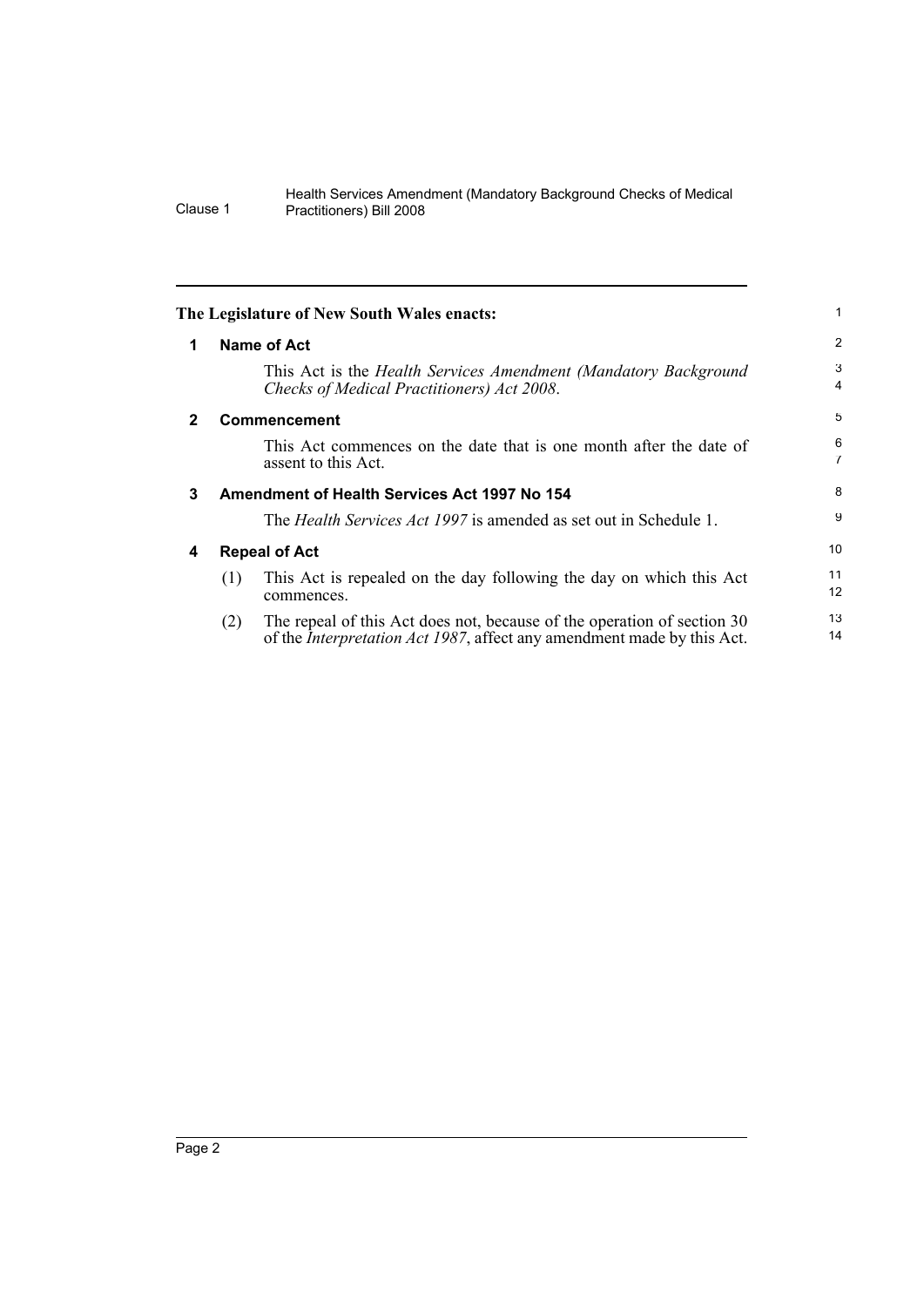The Legislature of New South Wales enacts:

## 1 Name of Act

This Act is the *Health Services Amendment (Mandatory Background Checks of Medical Practitioners) Act 2008*.

## 2 Commencement

This Act commences on the date that is one month after the date of assent to this Act.

## 3 Amendment of Health Services Act 1997 No 154

The *Health Services Act 1997* is amended as set out in Schedule 1.

## 4 Repeal of Act

(1) This Act is repealed on the day following the day on which this Act commences.

(2) The repeal of this Act does not, because of the operation of section 30 of the *Interpretation Act 1987*, affect any amendment made by this Act.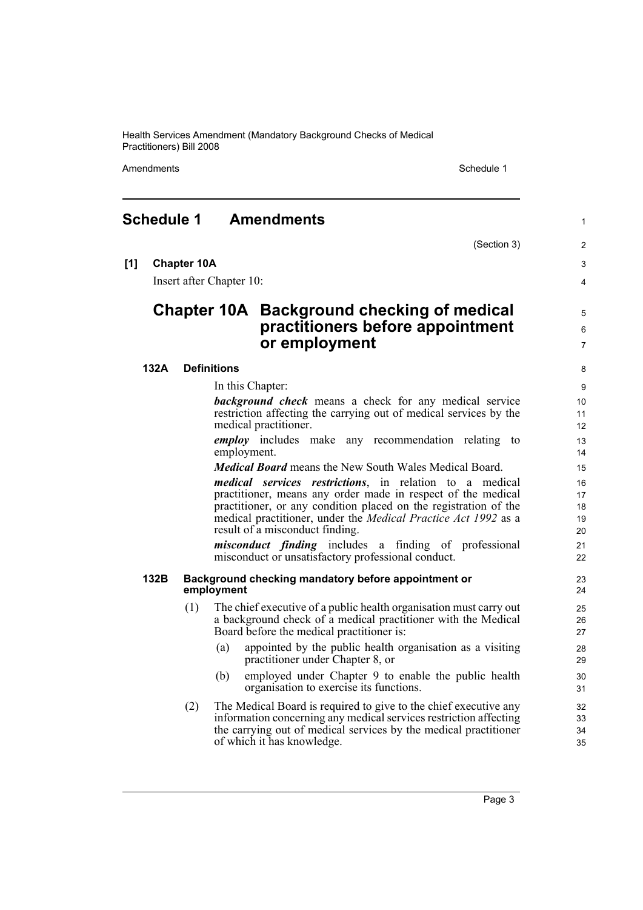# Schedule 1 Amendments

(Section 3)

**[1] Chapter 10A**

Insert after Chapter 10:

## Chapter 10A Background checking of medical practitioners before appointment or employment

### 132A Definitions

In this Chapter:

***background check*** means a check for any medical service restriction affecting the carrying out of medical services by the medical practitioner.

***employ*** includes make any recommendation relating to employment.

***Medical Board*** means the New South Wales Medical Board.

***medical services restrictions***, in relation to a medical practitioner, means any order made in respect of the medical practitioner, or any condition placed on the registration of the medical practitioner, under the *Medical Practice Act 1992* as a result of a misconduct finding.

***misconduct finding*** includes a finding of professional misconduct or unsatisfactory professional conduct.

### 132B Background checking mandatory before appointment or employment

(1) The chief executive of a public health organisation must carry out a background check of a medical practitioner with the Medical Board before the medical practitioner is:

(a) appointed by the public health organisation as a visiting practitioner under Chapter 8, or

(b) employed under Chapter 9 to enable the public health organisation to exercise its functions.

(2) The Medical Board is required to give to the chief executive any information concerning any medical services restriction affecting the carrying out of medical services by the medical practitioner of which it has knowledge.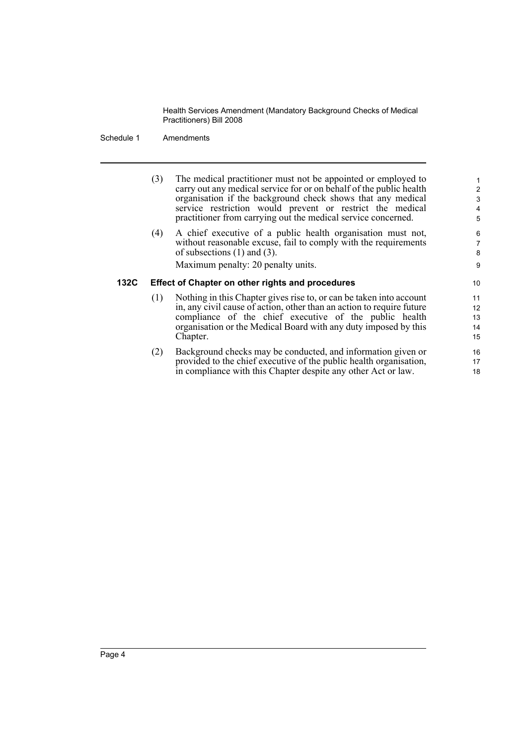(3) The medical practitioner must not be appointed or employed to carry out any medical service for or on behalf of the public health organisation if the background check shows that any medical service restriction would prevent or restrict the medical practitioner from carrying out the medical service concerned.

(4) A chief executive of a public health organisation must not, without reasonable excuse, fail to comply with the requirements of subsections (1) and (3).

Maximum penalty: 20 penalty units.

### 132C Effect of Chapter on other rights and procedures

(1) Nothing in this Chapter gives rise to, or can be taken into account in, any civil cause of action, other than an action to require future compliance of the chief executive of the public health organisation or the Medical Board with any duty imposed by this Chapter.

(2) Background checks may be conducted, and information given or provided to the chief executive of the public health organisation, in compliance with this Chapter despite any other Act or law.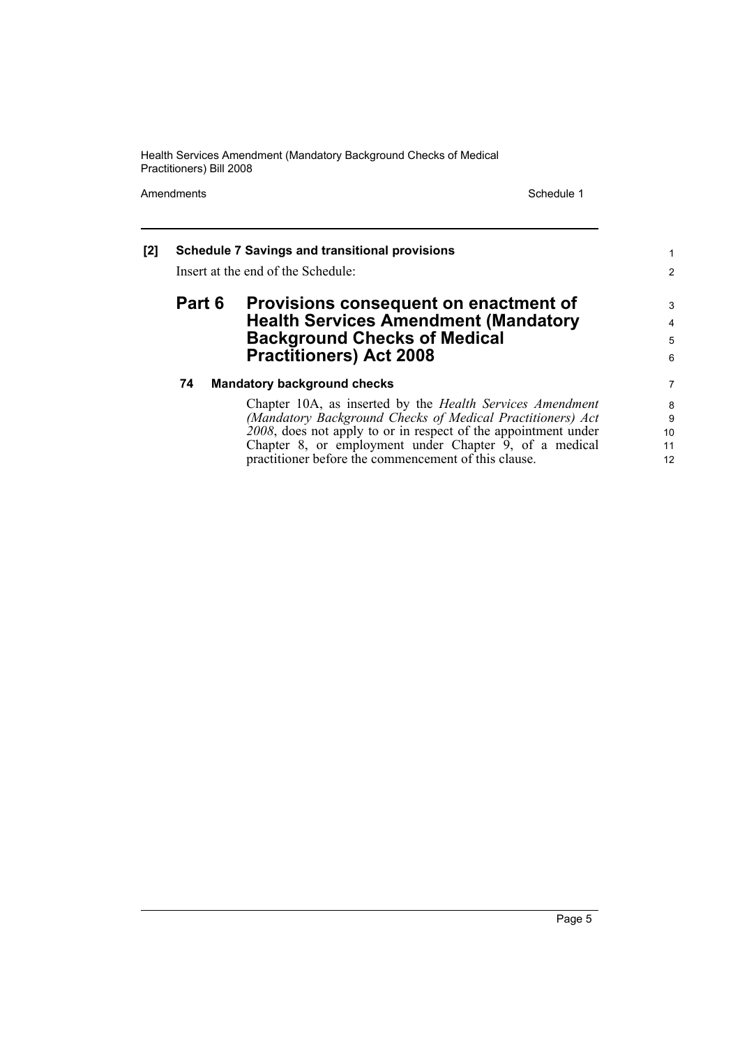**[2] Schedule 7 Savings and transitional provisions**

Insert at the end of the Schedule:

## Part 6 Provisions consequent on enactment of Health Services Amendment (Mandatory Background Checks of Medical Practitioners) Act 2008

### 74 Mandatory background checks

Chapter 10A, as inserted by the *Health Services Amendment (Mandatory Background Checks of Medical Practitioners) Act 2008*, does not apply to or in respect of the appointment under Chapter 8, or employment under Chapter 9, of a medical practitioner before the commencement of this clause.